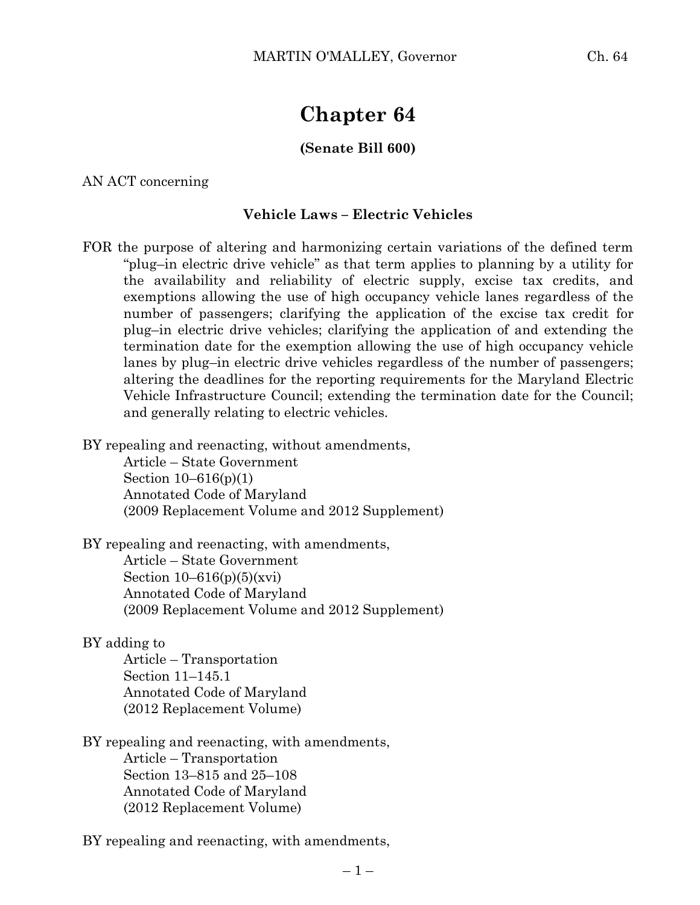# Chapter 64

**(Senate Bill 600)**

AN ACT concerning

**Vehicle Laws – Electric Vehicles**

FOR the purpose of altering and harmonizing certain variations of the defined term "plug–in electric drive vehicle" as that term applies to planning by a utility for the availability and reliability of electric supply, excise tax credits, and exemptions allowing the use of high occupancy vehicle lanes regardless of the number of passengers; clarifying the application of the excise tax credit for plug–in electric drive vehicles; clarifying the application of and extending the termination date for the exemption allowing the use of high occupancy vehicle lanes by plug–in electric drive vehicles regardless of the number of passengers; altering the deadlines for the reporting requirements for the Maryland Electric Vehicle Infrastructure Council; extending the termination date for the Council; and generally relating to electric vehicles.

BY repealing and reenacting, without amendments,
Article – State Government
Section 10–616(p)(1)
Annotated Code of Maryland
(2009 Replacement Volume and 2012 Supplement)

BY repealing and reenacting, with amendments,
Article – State Government
Section 10–616(p)(5)(xvi)
Annotated Code of Maryland
(2009 Replacement Volume and 2012 Supplement)

BY adding to
Article – Transportation
Section 11–145.1
Annotated Code of Maryland
(2012 Replacement Volume)

BY repealing and reenacting, with amendments,
Article – Transportation
Section 13–815 and 25–108
Annotated Code of Maryland
(2012 Replacement Volume)

BY repealing and reenacting, with amendments,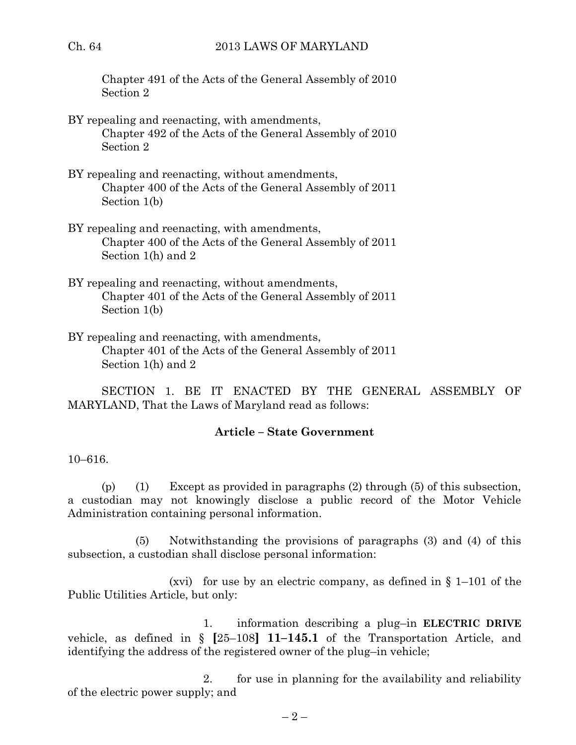Chapter 491 of the Acts of the General Assembly of 2010
Section 2

BY repealing and reenacting, with amendments,
Chapter 492 of the Acts of the General Assembly of 2010
Section 2

BY repealing and reenacting, without amendments,
Chapter 400 of the Acts of the General Assembly of 2011
Section 1(b)

BY repealing and reenacting, with amendments,
Chapter 400 of the Acts of the General Assembly of 2011
Section 1(h) and 2

BY repealing and reenacting, without amendments,
Chapter 401 of the Acts of the General Assembly of 2011
Section 1(b)

BY repealing and reenacting, with amendments,
Chapter 401 of the Acts of the General Assembly of 2011
Section 1(h) and 2

SECTION 1. BE IT ENACTED BY THE GENERAL ASSEMBLY OF MARYLAND, That the Laws of Maryland read as follows:

**Article – State Government**

10–616.

(p) (1) Except as provided in paragraphs (2) through (5) of this subsection, a custodian may not knowingly disclose a public record of the Motor Vehicle Administration containing personal information.

(5) Notwithstanding the provisions of paragraphs (3) and (4) of this subsection, a custodian shall disclose personal information:

(xvi) for use by an electric company, as defined in § 1–101 of the Public Utilities Article, but only:

1. information describing a plug–in **ELECTRIC DRIVE** vehicle, as defined in § **[**25–108**]** **11–145.1** of the Transportation Article, and identifying the address of the registered owner of the plug–in vehicle;

2. for use in planning for the availability and reliability of the electric power supply; and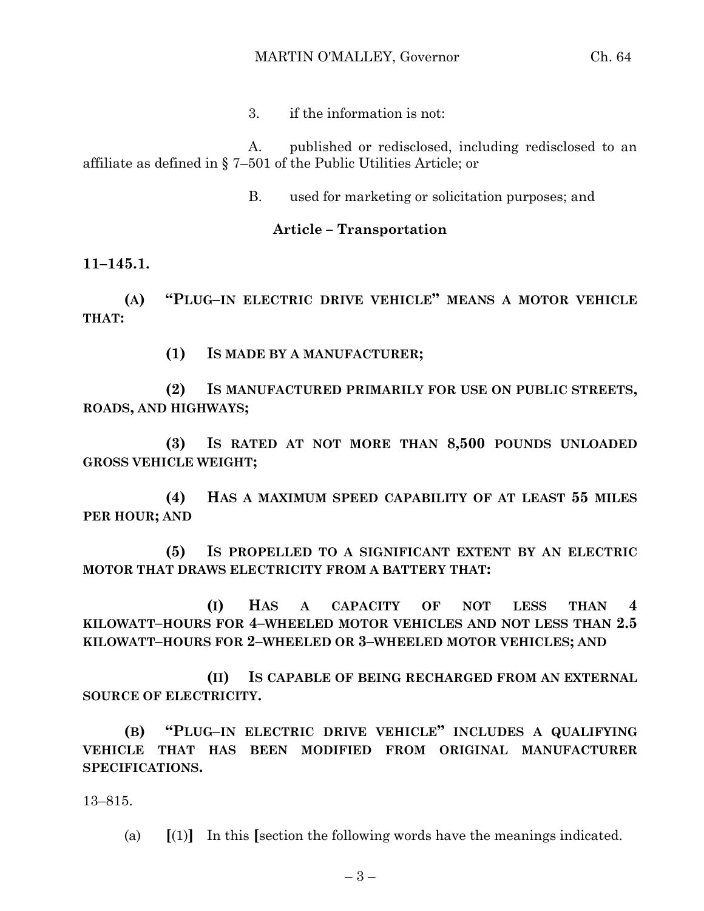3. if the information is not:

A. published or redisclosed, including redisclosed to an affiliate as defined in § 7–501 of the Public Utilities Article; or

B. used for marketing or solicitation purposes; and

**Article – Transportation**

**11–145.1.**

**(A) "PLUG–IN ELECTRIC DRIVE VEHICLE" MEANS A MOTOR VEHICLE THAT:**

**(1) IS MADE BY A MANUFACTURER;**

**(2) IS MANUFACTURED PRIMARILY FOR USE ON PUBLIC STREETS, ROADS, AND HIGHWAYS;**

**(3) IS RATED AT NOT MORE THAN 8,500 POUNDS UNLOADED GROSS VEHICLE WEIGHT;**

**(4) HAS A MAXIMUM SPEED CAPABILITY OF AT LEAST 55 MILES PER HOUR; AND**

**(5) IS PROPELLED TO A SIGNIFICANT EXTENT BY AN ELECTRIC MOTOR THAT DRAWS ELECTRICITY FROM A BATTERY THAT:**

**(I) HAS A CAPACITY OF NOT LESS THAN 4 KILOWATT–HOURS FOR 4–WHEELED MOTOR VEHICLES AND NOT LESS THAN 2.5 KILOWATT–HOURS FOR 2–WHEELED OR 3–WHEELED MOTOR VEHICLES; AND**

**(II) IS CAPABLE OF BEING RECHARGED FROM AN EXTERNAL SOURCE OF ELECTRICITY.**

**(B) "PLUG–IN ELECTRIC DRIVE VEHICLE" INCLUDES A QUALIFYING VEHICLE THAT HAS BEEN MODIFIED FROM ORIGINAL MANUFACTURER SPECIFICATIONS.**

13–815.

(a) **[**(1)**]** In this **[**section the following words have the meanings indicated.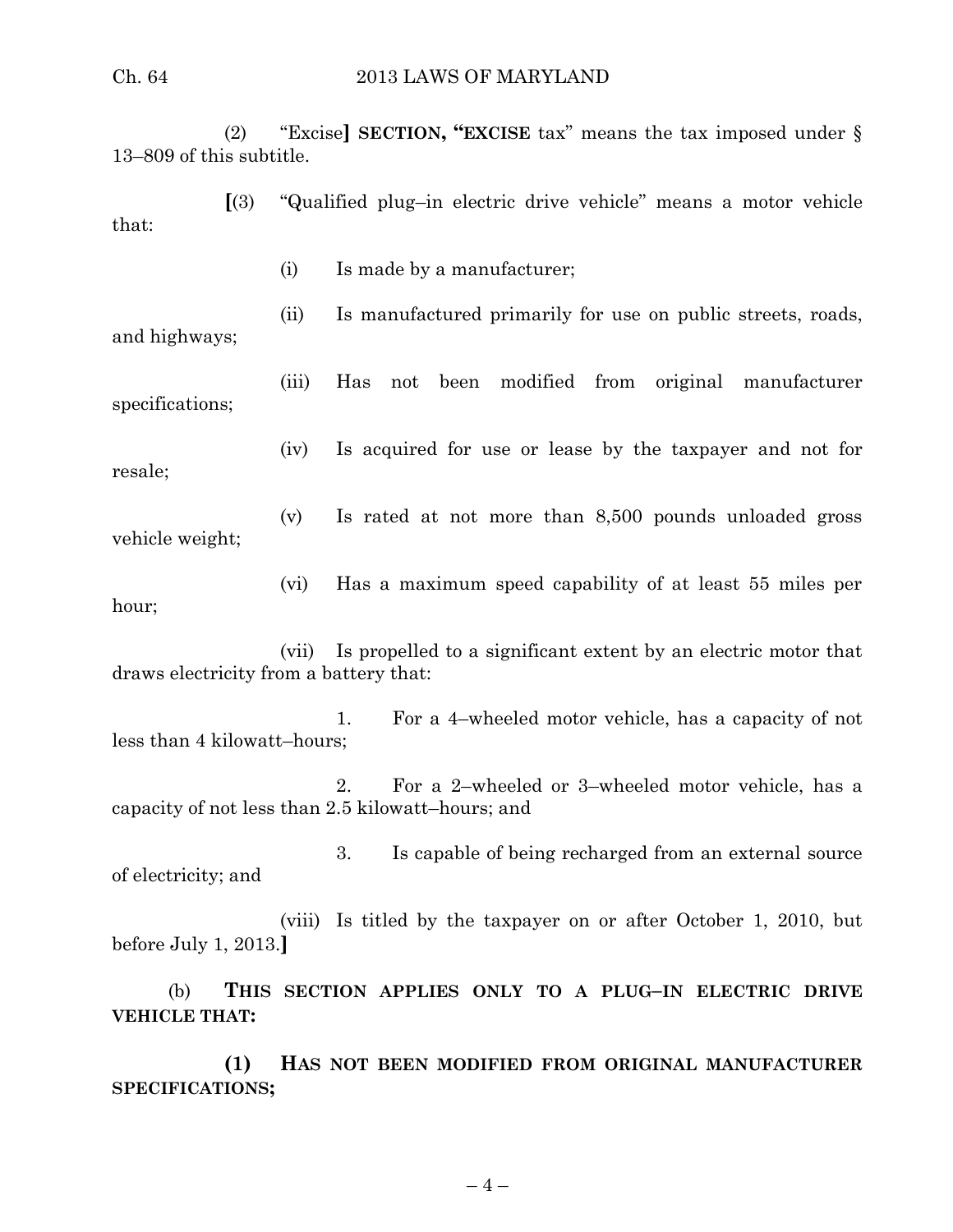(2) "Excise**]** **SECTION, "EXCISE** tax" means the tax imposed under § 13–809 of this subtitle.

**[**(3) "Qualified plug–in electric drive vehicle" means a motor vehicle that:

(i) Is made by a manufacturer;

(ii) Is manufactured primarily for use on public streets, roads, and highways;

(iii) Has not been modified from original manufacturer specifications;

(iv) Is acquired for use or lease by the taxpayer and not for resale;

(v) Is rated at not more than 8,500 pounds unloaded gross vehicle weight;

(vi) Has a maximum speed capability of at least 55 miles per hour;

(vii) Is propelled to a significant extent by an electric motor that draws electricity from a battery that:

1. For a 4–wheeled motor vehicle, has a capacity of not less than 4 kilowatt–hours;

2. For a 2–wheeled or 3–wheeled motor vehicle, has a capacity of not less than 2.5 kilowatt–hours; and

3. Is capable of being recharged from an external source of electricity; and

(viii) Is titled by the taxpayer on or after October 1, 2010, but before July 1, 2013.**]**

(b) **THIS SECTION APPLIES ONLY TO A PLUG–IN ELECTRIC DRIVE VEHICLE THAT:**

**(1) HAS NOT BEEN MODIFIED FROM ORIGINAL MANUFACTURER SPECIFICATIONS;**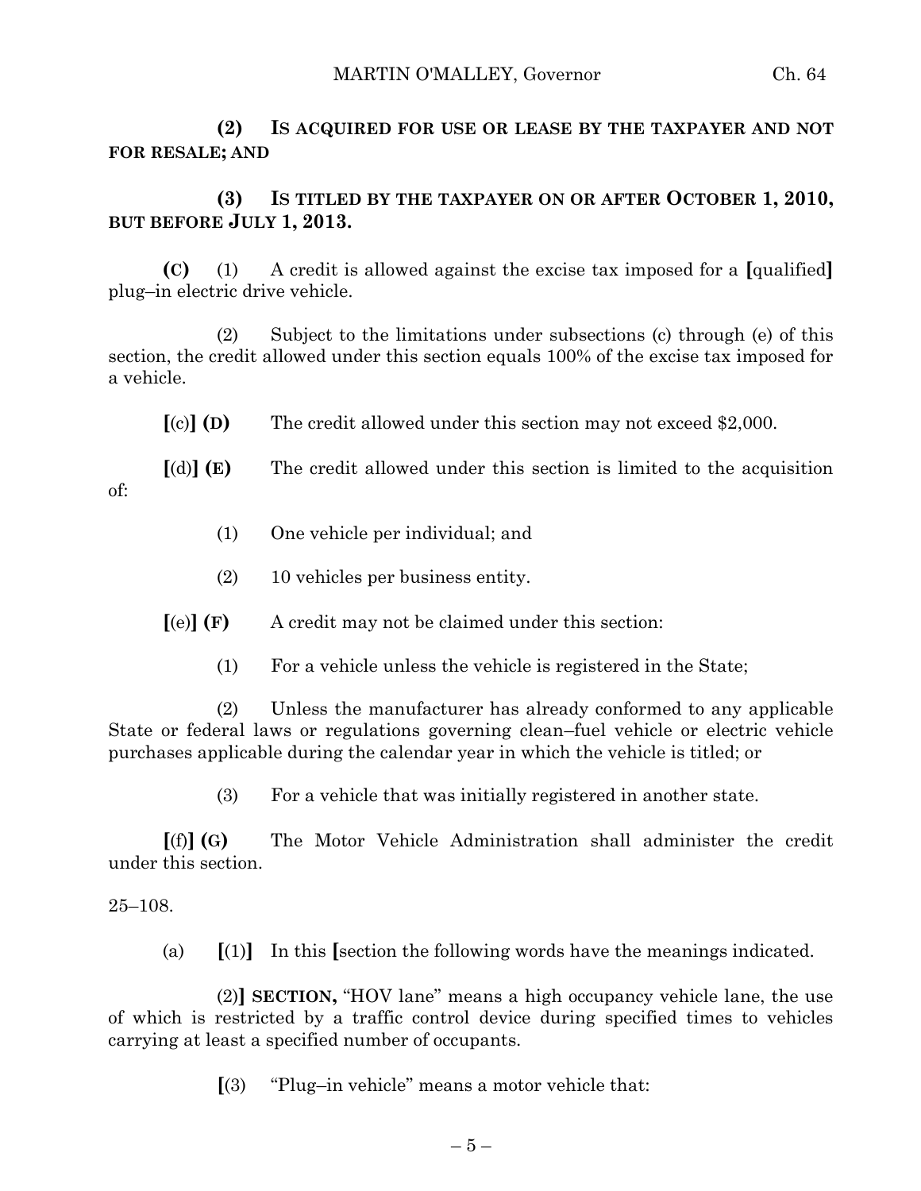**(2) IS ACQUIRED FOR USE OR LEASE BY THE TAXPAYER AND NOT FOR RESALE; AND**

**(3) IS TITLED BY THE TAXPAYER ON OR AFTER OCTOBER 1, 2010, BUT BEFORE JULY 1, 2013.**

**(C)** (1) A credit is allowed against the excise tax imposed for a **[**qualified**]** plug–in electric drive vehicle.

(2) Subject to the limitations under subsections (c) through (e) of this section, the credit allowed under this section equals 100% of the excise tax imposed for a vehicle.

**[**(c)**] (D)** The credit allowed under this section may not exceed $2,000.

**[**(d)**] (E)** The credit allowed under this section is limited to the acquisition of:

(1) One vehicle per individual; and

(2) 10 vehicles per business entity.

**[**(e)**] (F)** A credit may not be claimed under this section:

(1) For a vehicle unless the vehicle is registered in the State;

(2) Unless the manufacturer has already conformed to any applicable State or federal laws or regulations governing clean–fuel vehicle or electric vehicle purchases applicable during the calendar year in which the vehicle is titled; or

(3) For a vehicle that was initially registered in another state.

**[**(f)**] (G)** The Motor Vehicle Administration shall administer the credit under this section.

25–108.

(a) **[**(1)**]** In this **[**section the following words have the meanings indicated.

(2)**] SECTION,** "HOV lane" means a high occupancy vehicle lane, the use of which is restricted by a traffic control device during specified times to vehicles carrying at least a specified number of occupants.

**[**(3) "Plug–in vehicle" means a motor vehicle that: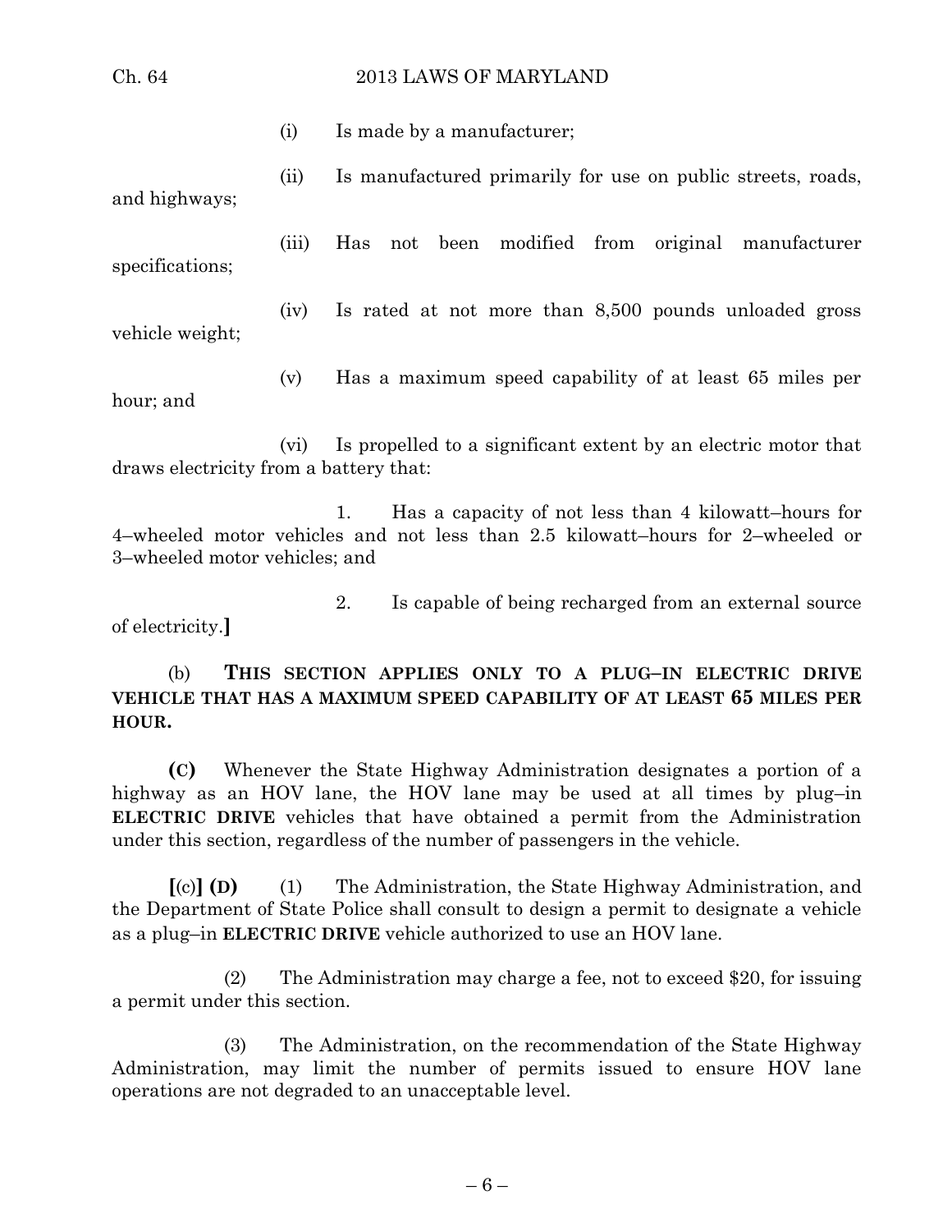(i) Is made by a manufacturer;

(ii) Is manufactured primarily for use on public streets, roads, and highways;

(iii) Has not been modified from original manufacturer specifications;

(iv) Is rated at not more than 8,500 pounds unloaded gross vehicle weight;

(v) Has a maximum speed capability of at least 65 miles per hour; and

(vi) Is propelled to a significant extent by an electric motor that draws electricity from a battery that:

1. Has a capacity of not less than 4 kilowatt–hours for 4–wheeled motor vehicles and not less than 2.5 kilowatt–hours for 2–wheeled or 3–wheeled motor vehicles; and

2. Is capable of being recharged from an external source of electricity.**]**

(b) **THIS SECTION APPLIES ONLY TO A PLUG–IN ELECTRIC DRIVE VEHICLE THAT HAS A MAXIMUM SPEED CAPABILITY OF AT LEAST 65 MILES PER HOUR.**

**(C)** Whenever the State Highway Administration designates a portion of a highway as an HOV lane, the HOV lane may be used at all times by plug–in **ELECTRIC DRIVE** vehicles that have obtained a permit from the Administration under this section, regardless of the number of passengers in the vehicle.

**[**(c)**] (D)** (1) The Administration, the State Highway Administration, and the Department of State Police shall consult to design a permit to designate a vehicle as a plug–in **ELECTRIC DRIVE** vehicle authorized to use an HOV lane.

(2) The Administration may charge a fee, not to exceed $20, for issuing a permit under this section.

(3) The Administration, on the recommendation of the State Highway Administration, may limit the number of permits issued to ensure HOV lane operations are not degraded to an unacceptable level.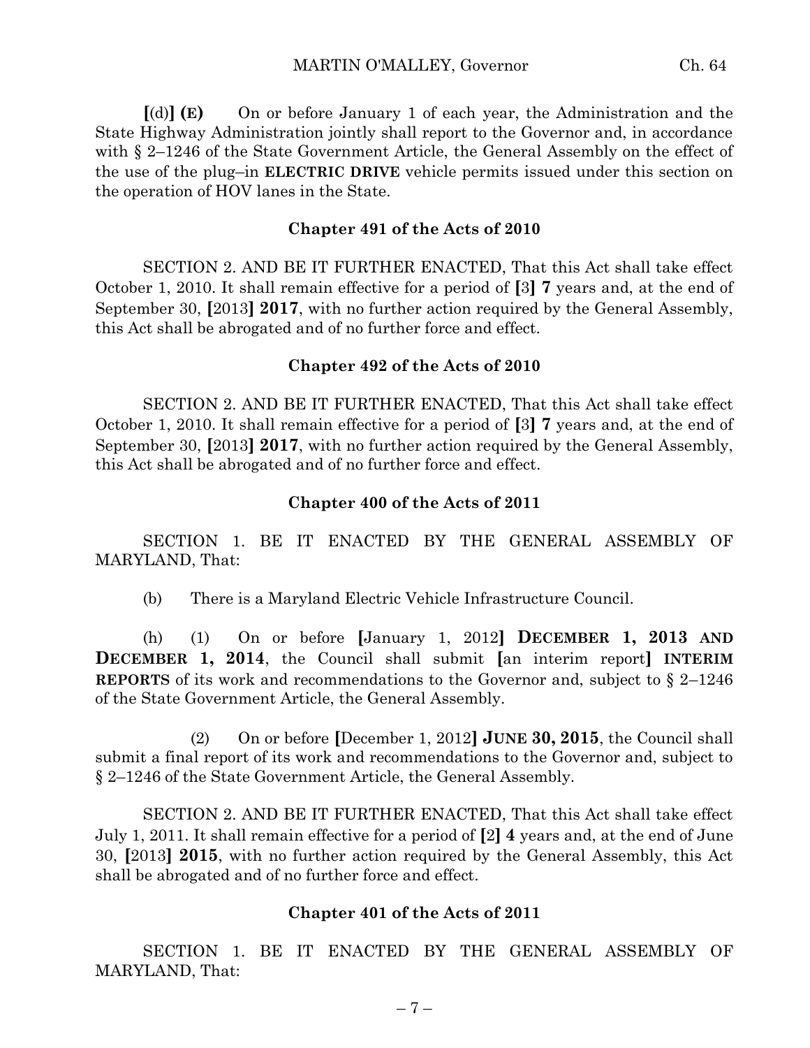**[**(d)**] (E)** On or before January 1 of each year, the Administration and the State Highway Administration jointly shall report to the Governor and, in accordance with § 2–1246 of the State Government Article, the General Assembly on the effect of the use of the plug–in **ELECTRIC DRIVE** vehicle permits issued under this section on the operation of HOV lanes in the State.

**Chapter 491 of the Acts of 2010**

SECTION 2. AND BE IT FURTHER ENACTED, That this Act shall take effect October 1, 2010. It shall remain effective for a period of **[**3**] 7** years and, at the end of September 30, **[**2013**] 2017**, with no further action required by the General Assembly, this Act shall be abrogated and of no further force and effect.

**Chapter 492 of the Acts of 2010**

SECTION 2. AND BE IT FURTHER ENACTED, That this Act shall take effect October 1, 2010. It shall remain effective for a period of **[**3**] 7** years and, at the end of September 30, **[**2013**] 2017**, with no further action required by the General Assembly, this Act shall be abrogated and of no further force and effect.

**Chapter 400 of the Acts of 2011**

SECTION 1. BE IT ENACTED BY THE GENERAL ASSEMBLY OF MARYLAND, That:

(b) There is a Maryland Electric Vehicle Infrastructure Council.

(h) (1) On or before **[**January 1, 2012**] DECEMBER 1, 2013 AND DECEMBER 1, 2014**, the Council shall submit **[**an interim report**] INTERIM REPORTS** of its work and recommendations to the Governor and, subject to § 2–1246 of the State Government Article, the General Assembly.

(2) On or before **[**December 1, 2012**] JUNE 30, 2015**, the Council shall submit a final report of its work and recommendations to the Governor and, subject to § 2–1246 of the State Government Article, the General Assembly.

SECTION 2. AND BE IT FURTHER ENACTED, That this Act shall take effect July 1, 2011. It shall remain effective for a period of **[**2**] 4** years and, at the end of June 30, **[**2013**] 2015**, with no further action required by the General Assembly, this Act shall be abrogated and of no further force and effect.

**Chapter 401 of the Acts of 2011**

SECTION 1. BE IT ENACTED BY THE GENERAL ASSEMBLY OF MARYLAND, That: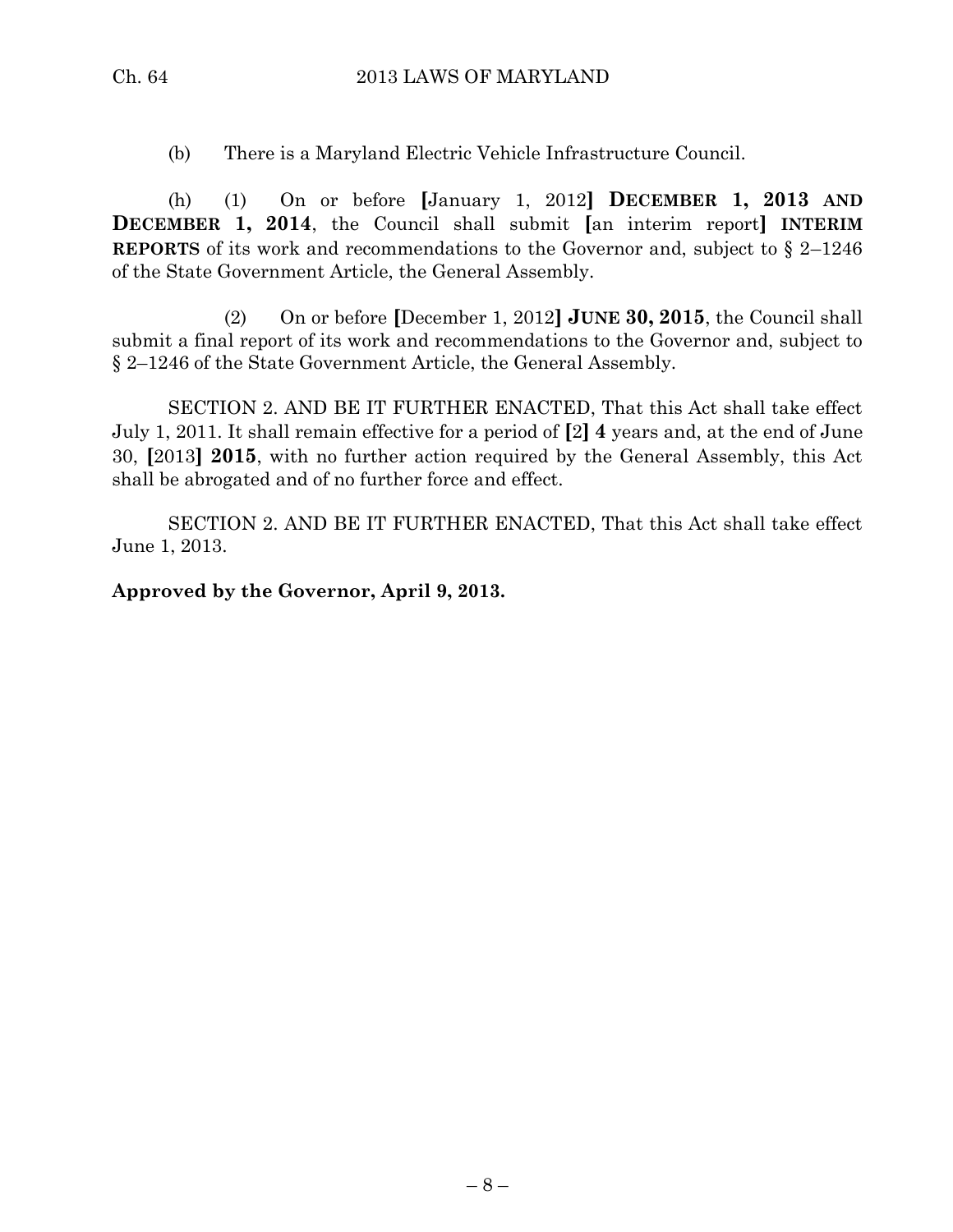(b) There is a Maryland Electric Vehicle Infrastructure Council.

(h) (1) On or before **[**January 1, 2012**]** **DECEMBER 1, 2013 AND DECEMBER 1, 2014**, the Council shall submit **[**an interim report**]** **INTERIM REPORTS** of its work and recommendations to the Governor and, subject to § 2–1246 of the State Government Article, the General Assembly.

(2) On or before **[**December 1, 2012**]** **JUNE 30, 2015**, the Council shall submit a final report of its work and recommendations to the Governor and, subject to § 2–1246 of the State Government Article, the General Assembly.

SECTION 2. AND BE IT FURTHER ENACTED, That this Act shall take effect July 1, 2011. It shall remain effective for a period of **[**2**]** **4** years and, at the end of June 30, **[**2013**]** **2015**, with no further action required by the General Assembly, this Act shall be abrogated and of no further force and effect.

SECTION 2. AND BE IT FURTHER ENACTED, That this Act shall take effect June 1, 2013.

**Approved by the Governor, April 9, 2013.**